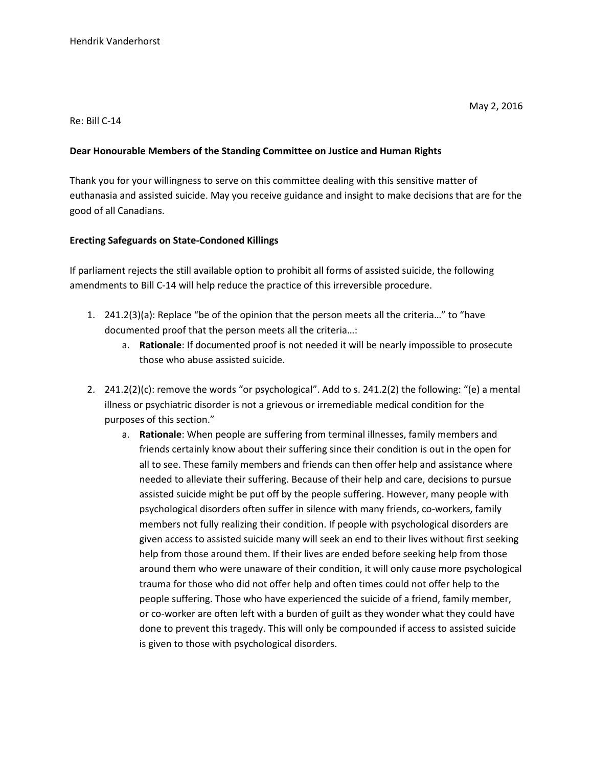Hendrik Vanderhorst

May 2, 2016

Re: Bill C-14

**Dear Honourable Members of the Standing Committee on Justice and Human Rights**

Thank you for your willingness to serve on this committee dealing with this sensitive matter of euthanasia and assisted suicide. May you receive guidance and insight to make decisions that are for the good of all Canadians.

**Erecting Safeguards on State-Condoned Killings**

If parliament rejects the still available option to prohibit all forms of assisted suicide, the following amendments to Bill C-14 will help reduce the practice of this irreversible procedure.

1. 241.2(3)(a): Replace "be of the opinion that the person meets all the criteria…" to "have documented proof that the person meets all the criteria…:
   a. **Rationale**: If documented proof is not needed it will be nearly impossible to prosecute those who abuse assisted suicide.

2. 241.2(2)(c): remove the words "or psychological". Add to s. 241.2(2) the following: "(e) a mental illness or psychiatric disorder is not a grievous or irremediable medical condition for the purposes of this section."
   a. **Rationale**: When people are suffering from terminal illnesses, family members and friends certainly know about their suffering since their condition is out in the open for all to see. These family members and friends can then offer help and assistance where needed to alleviate their suffering. Because of their help and care, decisions to pursue assisted suicide might be put off by the people suffering. However, many people with psychological disorders often suffer in silence with many friends, co-workers, family members not fully realizing their condition. If people with psychological disorders are given access to assisted suicide many will seek an end to their lives without first seeking help from those around them. If their lives are ended before seeking help from those around them who were unaware of their condition, it will only cause more psychological trauma for those who did not offer help and often times could not offer help to the people suffering. Those who have experienced the suicide of a friend, family member, or co-worker are often left with a burden of guilt as they wonder what they could have done to prevent this tragedy. This will only be compounded if access to assisted suicide is given to those with psychological disorders.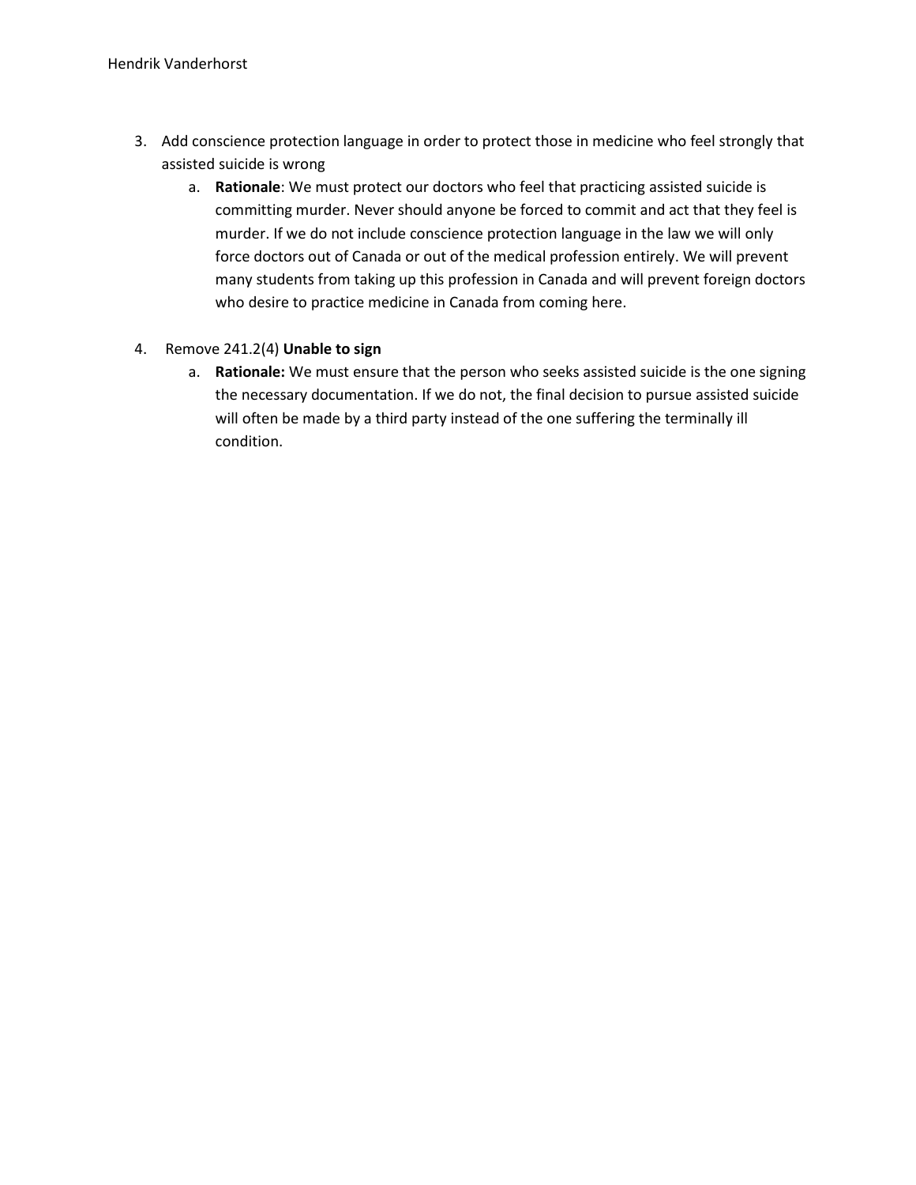3. Add conscience protection language in order to protect those in medicine who feel strongly that assisted suicide is wrong
    a. **Rationale**: We must protect our doctors who feel that practicing assisted suicide is committing murder. Never should anyone be forced to commit and act that they feel is murder. If we do not include conscience protection language in the law we will only force doctors out of Canada or out of the medical profession entirely. We will prevent many students from taking up this profession in Canada and will prevent foreign doctors who desire to practice medicine in Canada from coming here.

4. Remove 241.2(4) **Unable to sign**
    a. **Rationale:** We must ensure that the person who seeks assisted suicide is the one signing the necessary documentation. If we do not, the final decision to pursue assisted suicide will often be made by a third party instead of the one suffering the terminally ill condition.